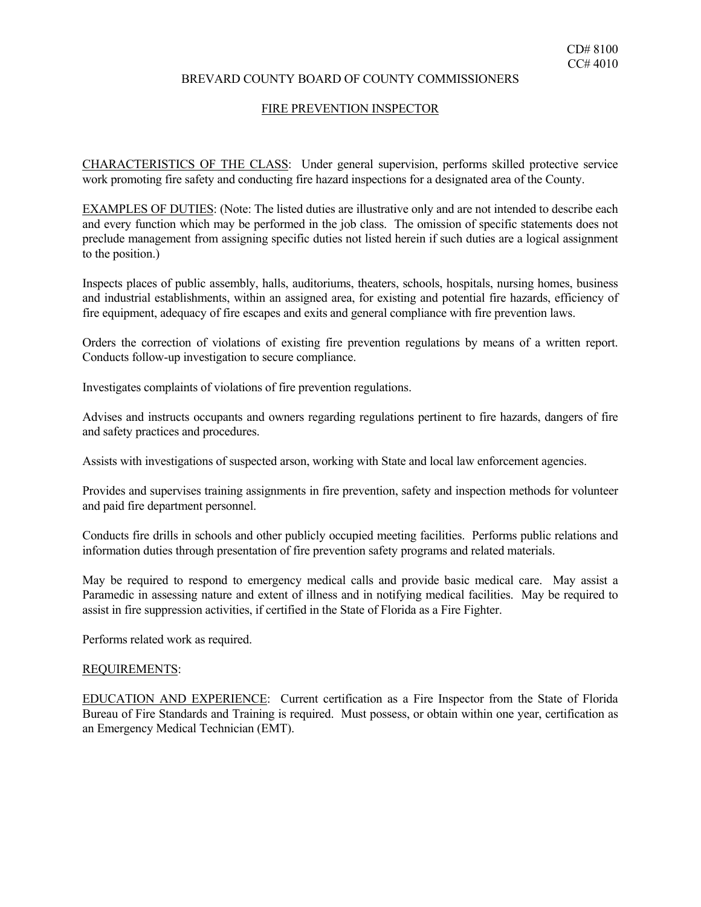CD# 8100
CC# 4010

BREVARD COUNTY BOARD OF COUNTY COMMISSIONERS

# FIRE PREVENTION INSPECTOR

CHARACTERISTICS OF THE CLASS: Under general supervision, performs skilled protective service work promoting fire safety and conducting fire hazard inspections for a designated area of the County.

EXAMPLES OF DUTIES: (Note: The listed duties are illustrative only and are not intended to describe each and every function which may be performed in the job class. The omission of specific statements does not preclude management from assigning specific duties not listed herein if such duties are a logical assignment to the position.)

Inspects places of public assembly, halls, auditoriums, theaters, schools, hospitals, nursing homes, business and industrial establishments, within an assigned area, for existing and potential fire hazards, efficiency of fire equipment, adequacy of fire escapes and exits and general compliance with fire prevention laws.

Orders the correction of violations of existing fire prevention regulations by means of a written report. Conducts follow-up investigation to secure compliance.

Investigates complaints of violations of fire prevention regulations.

Advises and instructs occupants and owners regarding regulations pertinent to fire hazards, dangers of fire and safety practices and procedures.

Assists with investigations of suspected arson, working with State and local law enforcement agencies.

Provides and supervises training assignments in fire prevention, safety and inspection methods for volunteer and paid fire department personnel.

Conducts fire drills in schools and other publicly occupied meeting facilities. Performs public relations and information duties through presentation of fire prevention safety programs and related materials.

May be required to respond to emergency medical calls and provide basic medical care. May assist a Paramedic in assessing nature and extent of illness and in notifying medical facilities. May be required to assist in fire suppression activities, if certified in the State of Florida as a Fire Fighter.

Performs related work as required.

REQUIREMENTS:

EDUCATION AND EXPERIENCE: Current certification as a Fire Inspector from the State of Florida Bureau of Fire Standards and Training is required. Must possess, or obtain within one year, certification as an Emergency Medical Technician (EMT).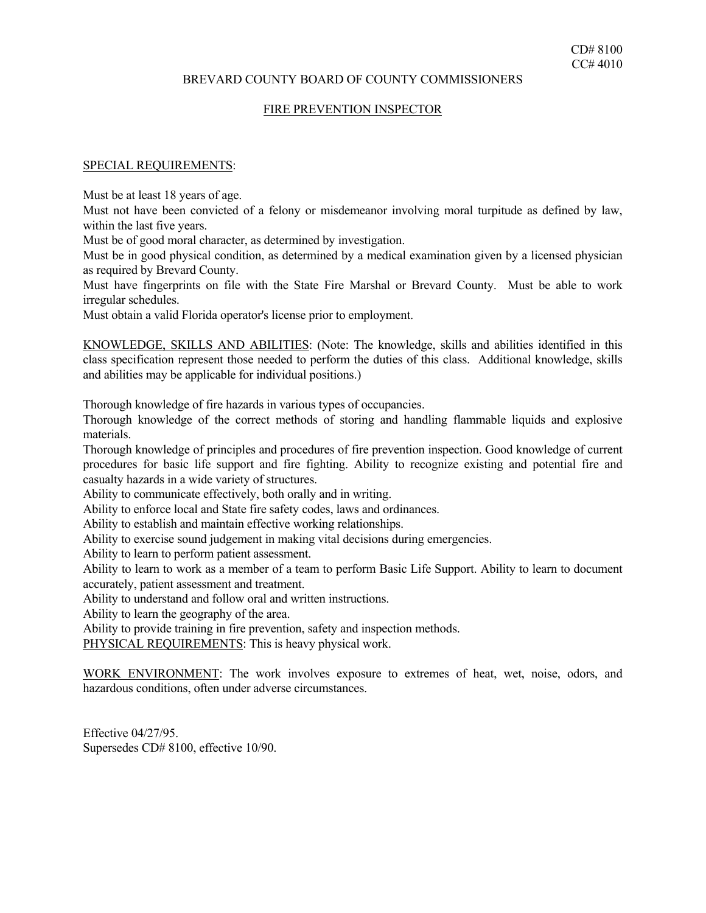CD# 8100
CC# 4010

BREVARD COUNTY BOARD OF COUNTY COMMISSIONERS

## FIRE PREVENTION INSPECTOR

### SPECIAL REQUIREMENTS:

Must be at least 18 years of age.
Must not have been convicted of a felony or misdemeanor involving moral turpitude as defined by law, within the last five years.
Must be of good moral character, as determined by investigation.
Must be in good physical condition, as determined by a medical examination given by a licensed physician as required by Brevard County.
Must have fingerprints on file with the State Fire Marshal or Brevard County. Must be able to work irregular schedules.
Must obtain a valid Florida operator's license prior to employment.

**KNOWLEDGE, SKILLS AND ABILITIES**: (Note: The knowledge, skills and abilities identified in this class specification represent those needed to perform the duties of this class. Additional knowledge, skills and abilities may be applicable for individual positions.)

Thorough knowledge of fire hazards in various types of occupancies.
Thorough knowledge of the correct methods of storing and handling flammable liquids and explosive materials.
Thorough knowledge of principles and procedures of fire prevention inspection. Good knowledge of current procedures for basic life support and fire fighting. Ability to recognize existing and potential fire and casualty hazards in a wide variety of structures.
Ability to communicate effectively, both orally and in writing.
Ability to enforce local and State fire safety codes, laws and ordinances.
Ability to establish and maintain effective working relationships.
Ability to exercise sound judgement in making vital decisions during emergencies.
Ability to learn to perform patient assessment.
Ability to learn to work as a member of a team to perform Basic Life Support. Ability to learn to document accurately, patient assessment and treatment.
Ability to understand and follow oral and written instructions.
Ability to learn the geography of the area.
Ability to provide training in fire prevention, safety and inspection methods.
**PHYSICAL REQUIREMENTS**: This is heavy physical work.

**WORK ENVIRONMENT**: The work involves exposure to extremes of heat, wet, noise, odors, and hazardous conditions, often under adverse circumstances.

Effective 04/27/95.
Supersedes CD# 8100, effective 10/90.